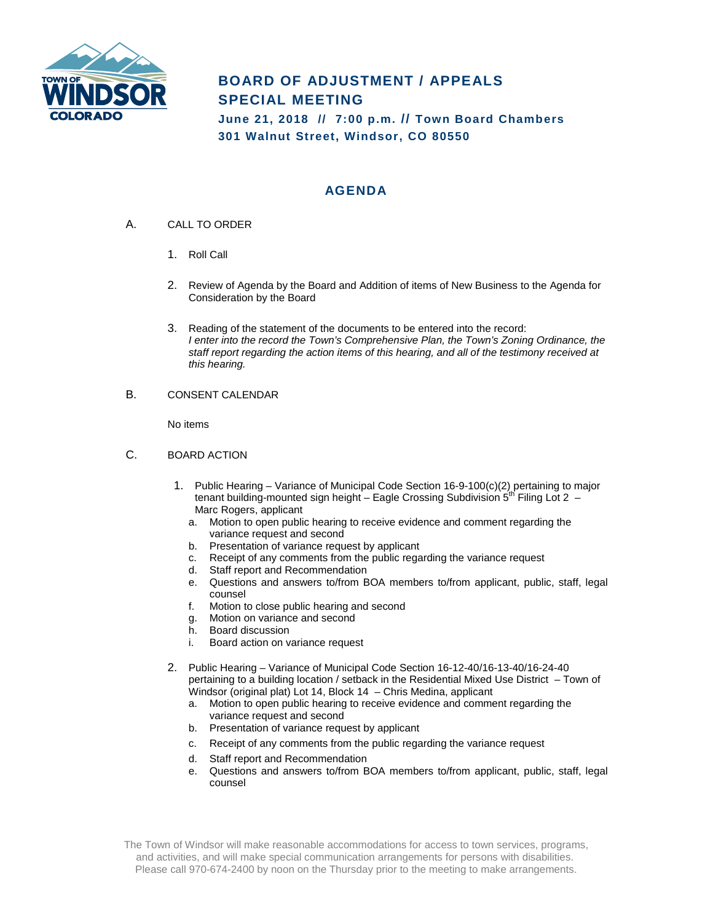# BOARD OF ADJUSTMENT / APPEALS SPECIAL MEETING

**June 21, 2018 // 7:00 p.m. // Town Board Chambers**
**301 Walnut Street, Windsor, CO 80550**

## AGENDA

A. CALL TO ORDER

1. Roll Call
2. Review of Agenda by the Board and Addition of items of New Business to the Agenda for Consideration by the Board
3. Reading of the statement of the documents to be entered into the record:
   *I enter into the record the Town's Comprehensive Plan, the Town's Zoning Ordinance, the staff report regarding the action items of this hearing, and all of the testimony received at this hearing.*

B. CONSENT CALENDAR

No items

C. BOARD ACTION

1. Public Hearing – Variance of Municipal Code Section 16-9-100(c)(2) pertaining to major tenant building-mounted sign height – Eagle Crossing Subdivision 5th Filing Lot 2 – Marc Rogers, applicant
   a. Motion to open public hearing to receive evidence and comment regarding the variance request and second
   b. Presentation of variance request by applicant
   c. Receipt of any comments from the public regarding the variance request
   d. Staff report and Recommendation
   e. Questions and answers to/from BOA members to/from applicant, public, staff, legal counsel
   f. Motion to close public hearing and second
   g. Motion on variance and second
   h. Board discussion
   i. Board action on variance request

2. Public Hearing – Variance of Municipal Code Section 16-12-40/16-13-40/16-24-40 pertaining to a building location / setback in the Residential Mixed Use District – Town of Windsor (original plat) Lot 14, Block 14 – Chris Medina, applicant
   a. Motion to open public hearing to receive evidence and comment regarding the variance request and second
   b. Presentation of variance request by applicant
   c. Receipt of any comments from the public regarding the variance request
   d. Staff report and Recommendation
   e. Questions and answers to/from BOA members to/from applicant, public, staff, legal counsel

The Town of Windsor will make reasonable accommodations for access to town services, programs, and activities, and will make special communication arrangements for persons with disabilities. Please call 970-674-2400 by noon on the Thursday prior to the meeting to make arrangements.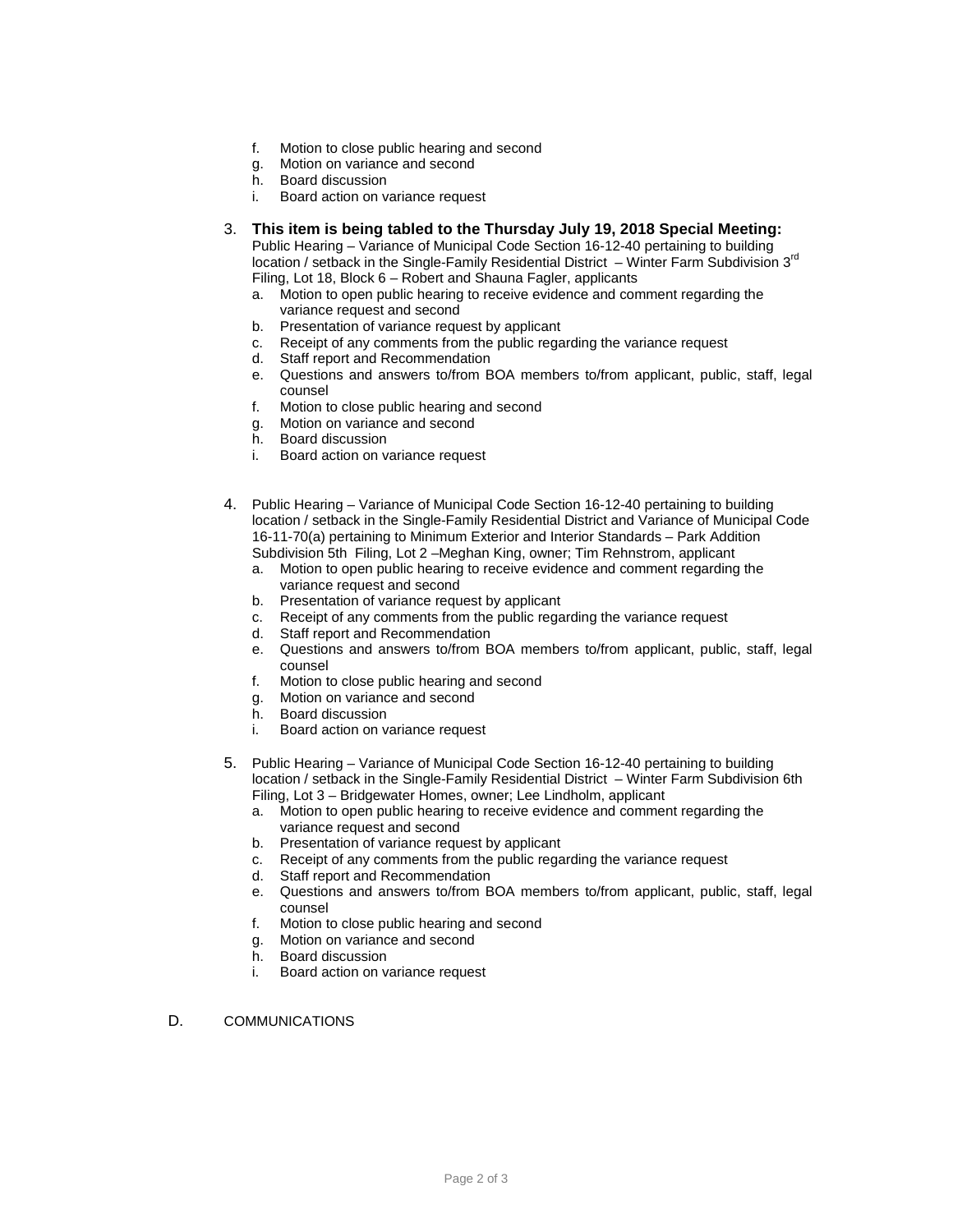f. Motion to close public hearing and second
g. Motion on variance and second
h. Board discussion
i. Board action on variance request

3. **This item is being tabled to the Thursday July 19, 2018 Special Meeting:** Public Hearing – Variance of Municipal Code Section 16-12-40 pertaining to building location / setback in the Single-Family Residential District – Winter Farm Subdivision 3rd Filing, Lot 18, Block 6 – Robert and Shauna Fagler, applicants
   a. Motion to open public hearing to receive evidence and comment regarding the variance request and second
   b. Presentation of variance request by applicant
   c. Receipt of any comments from the public regarding the variance request
   d. Staff report and Recommendation
   e. Questions and answers to/from BOA members to/from applicant, public, staff, legal counsel
   f. Motion to close public hearing and second
   g. Motion on variance and second
   h. Board discussion
   i. Board action on variance request

4. Public Hearing – Variance of Municipal Code Section 16-12-40 pertaining to building location / setback in the Single-Family Residential District and Variance of Municipal Code 16-11-70(a) pertaining to Minimum Exterior and Interior Standards – Park Addition Subdivision 5th Filing, Lot 2 –Meghan King, owner; Tim Rehnstrom, applicant
   a. Motion to open public hearing to receive evidence and comment regarding the variance request and second
   b. Presentation of variance request by applicant
   c. Receipt of any comments from the public regarding the variance request
   d. Staff report and Recommendation
   e. Questions and answers to/from BOA members to/from applicant, public, staff, legal counsel
   f. Motion to close public hearing and second
   g. Motion on variance and second
   h. Board discussion
   i. Board action on variance request

5. Public Hearing – Variance of Municipal Code Section 16-12-40 pertaining to building location / setback in the Single-Family Residential District – Winter Farm Subdivision 6th Filing, Lot 3 – Bridgewater Homes, owner; Lee Lindholm, applicant
   a. Motion to open public hearing to receive evidence and comment regarding the variance request and second
   b. Presentation of variance request by applicant
   c. Receipt of any comments from the public regarding the variance request
   d. Staff report and Recommendation
   e. Questions and answers to/from BOA members to/from applicant, public, staff, legal counsel
   f. Motion to close public hearing and second
   g. Motion on variance and second
   h. Board discussion
   i. Board action on variance request

D. COMMUNICATIONS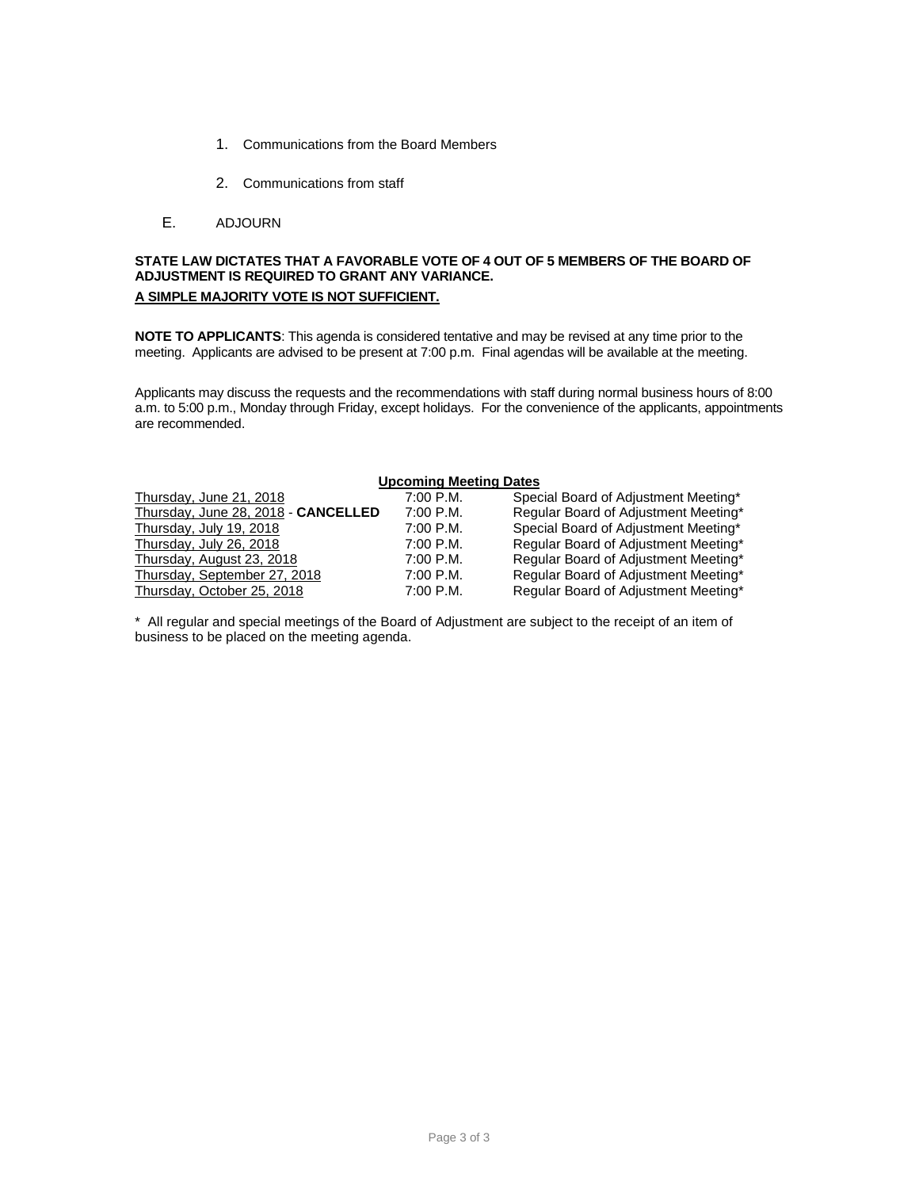1. Communications from the Board Members

2. Communications from staff

E. ADJOURN

**STATE LAW DICTATES THAT A FAVORABLE VOTE OF 4 OUT OF 5 MEMBERS OF THE BOARD OF ADJUSTMENT IS REQUIRED TO GRANT ANY VARIANCE.**

**A SIMPLE MAJORITY VOTE IS NOT SUFFICIENT.**

**NOTE TO APPLICANTS**: This agenda is considered tentative and may be revised at any time prior to the meeting. Applicants are advised to be present at 7:00 p.m. Final agendas will be available at the meeting.

Applicants may discuss the requests and the recommendations with staff during normal business hours of 8:00 a.m. to 5:00 p.m., Monday through Friday, except holidays. For the convenience of the applicants, appointments are recommended.

**Upcoming Meeting Dates**

| | | |
|---|---|---|
| Thursday, June 21, 2018 | 7:00 P.M. | Special Board of Adjustment Meeting* |
| Thursday, June 28, 2018 - **CANCELLED** | 7:00 P.M. | Regular Board of Adjustment Meeting* |
| Thursday, July 19, 2018 | 7:00 P.M. | Special Board of Adjustment Meeting* |
| Thursday, July 26, 2018 | 7:00 P.M. | Regular Board of Adjustment Meeting* |
| Thursday, August 23, 2018 | 7:00 P.M. | Regular Board of Adjustment Meeting* |
| Thursday, September 27, 2018 | 7:00 P.M. | Regular Board of Adjustment Meeting* |
| Thursday, October 25, 2018 | 7:00 P.M. | Regular Board of Adjustment Meeting* |

* All regular and special meetings of the Board of Adjustment are subject to the receipt of an item of business to be placed on the meeting agenda.